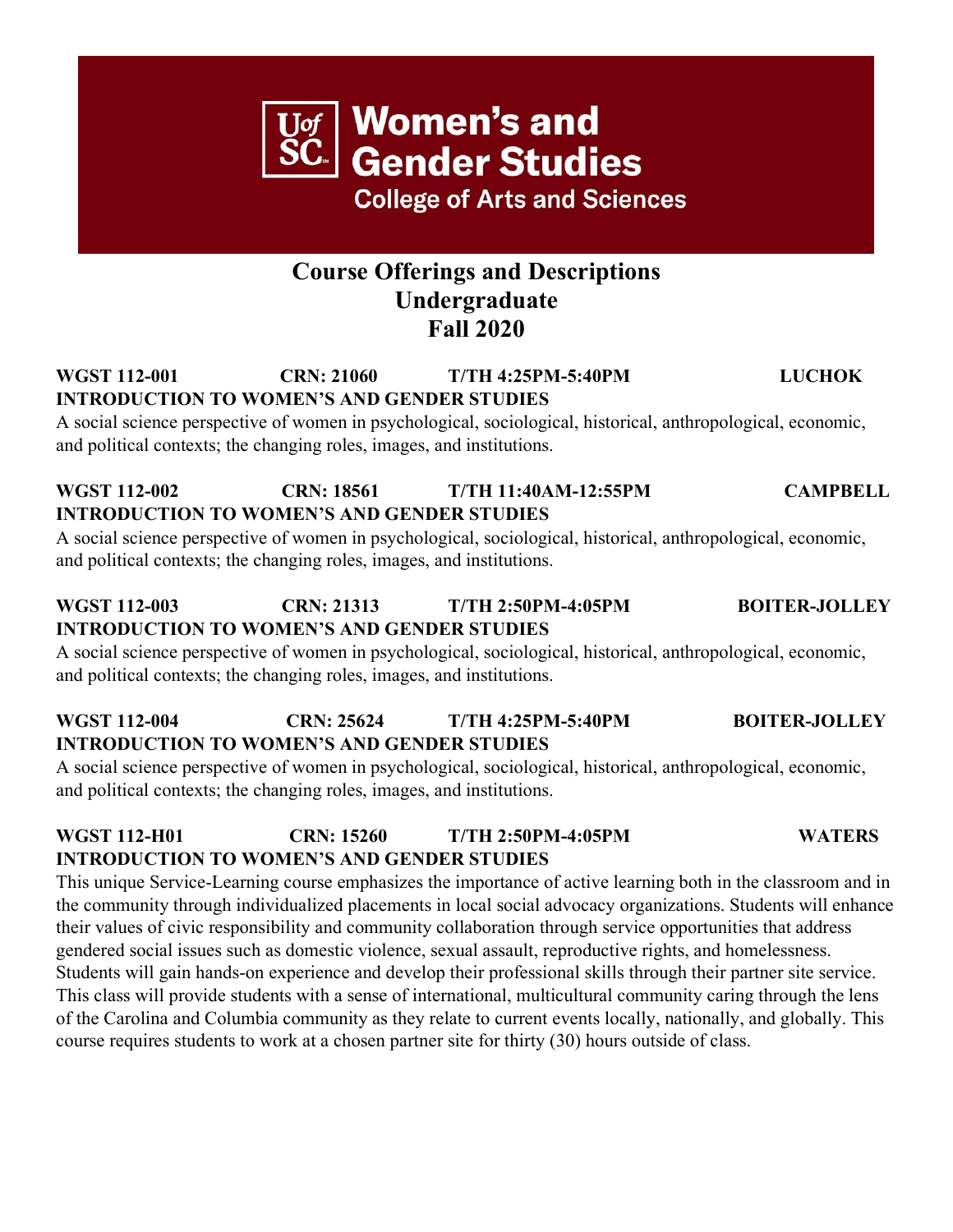# Women's and Gender Studies

College of Arts and Sciences

## Course Offerings and Descriptions
## Undergraduate
## Fall 2020

**WGST 112-001 CRN: 21060 T/TH 4:25PM-5:40PM LUCHOK**
**INTRODUCTION TO WOMEN'S AND GENDER STUDIES**

A social science perspective of women in psychological, sociological, historical, anthropological, economic, and political contexts; the changing roles, images, and institutions.

**WGST 112-002 CRN: 18561 T/TH 11:40AM-12:55PM CAMPBELL**
**INTRODUCTION TO WOMEN'S AND GENDER STUDIES**

A social science perspective of women in psychological, sociological, historical, anthropological, economic, and political contexts; the changing roles, images, and institutions.

**WGST 112-003 CRN: 21313 T/TH 2:50PM-4:05PM BOITER-JOLLEY**
**INTRODUCTION TO WOMEN'S AND GENDER STUDIES**

A social science perspective of women in psychological, sociological, historical, anthropological, economic, and political contexts; the changing roles, images, and institutions.

**WGST 112-004 CRN: 25624 T/TH 4:25PM-5:40PM BOITER-JOLLEY**
**INTRODUCTION TO WOMEN'S AND GENDER STUDIES**

A social science perspective of women in psychological, sociological, historical, anthropological, economic, and political contexts; the changing roles, images, and institutions.

**WGST 112-H01 CRN: 15260 T/TH 2:50PM-4:05PM WATERS**
**INTRODUCTION TO WOMEN'S AND GENDER STUDIES**

This unique Service-Learning course emphasizes the importance of active learning both in the classroom and in the community through individualized placements in local social advocacy organizations. Students will enhance their values of civic responsibility and community collaboration through service opportunities that address gendered social issues such as domestic violence, sexual assault, reproductive rights, and homelessness. Students will gain hands-on experience and develop their professional skills through their partner site service. This class will provide students with a sense of international, multicultural community caring through the lens of the Carolina and Columbia community as they relate to current events locally, nationally, and globally. This course requires students to work at a chosen partner site for thirty (30) hours outside of class.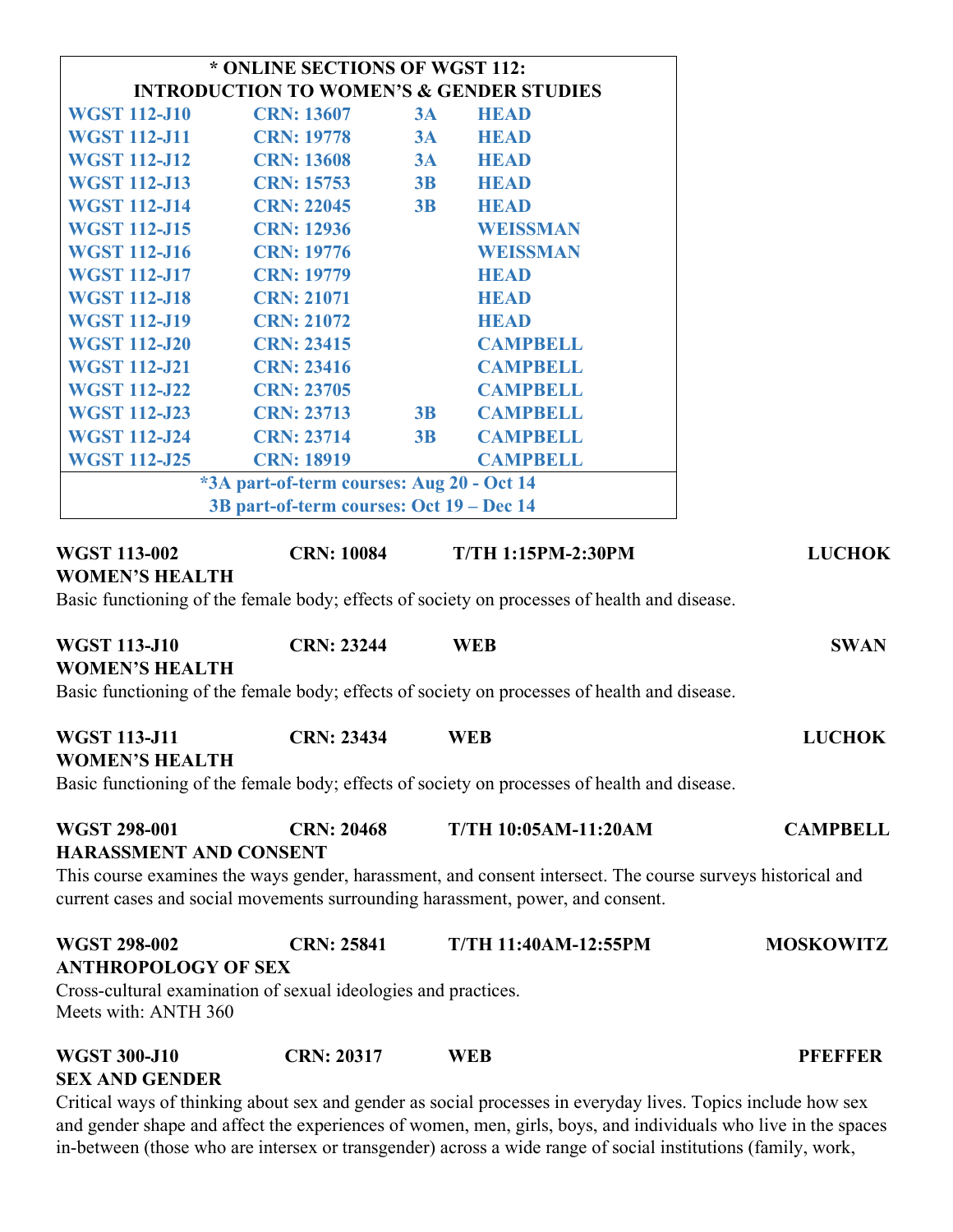| * ONLINE SECTIONS OF WGST 112: INTRODUCTION TO WOMEN'S & GENDER STUDIES | | | |
|---|---|---|---|
| WGST 112-J10 | CRN: 13607 | 3A | HEAD |
| WGST 112-J11 | CRN: 19778 | 3A | HEAD |
| WGST 112-J12 | CRN: 13608 | 3A | HEAD |
| WGST 112-J13 | CRN: 15753 | 3B | HEAD |
| WGST 112-J14 | CRN: 22045 | 3B | HEAD |
| WGST 112-J15 | CRN: 12936 | | WEISSMAN |
| WGST 112-J16 | CRN: 19776 | | WEISSMAN |
| WGST 112-J17 | CRN: 19779 | | HEAD |
| WGST 112-J18 | CRN: 21071 | | HEAD |
| WGST 112-J19 | CRN: 21072 | | HEAD |
| WGST 112-J20 | CRN: 23415 | | CAMPBELL |
| WGST 112-J21 | CRN: 23416 | | CAMPBELL |
| WGST 112-J22 | CRN: 23705 | | CAMPBELL |
| WGST 112-J23 | CRN: 23713 | 3B | CAMPBELL |
| WGST 112-J24 | CRN: 23714 | 3B | CAMPBELL |
| WGST 112-J25 | CRN: 18919 | | CAMPBELL |

*3A part-of-term courses: Aug 20 - Oct 14
3B part-of-term courses: Oct 19 – Dec 14

**WGST 113-002 CRN: 10084 T/TH 1:15PM-2:30PM LUCHOK**
**WOMEN'S HEALTH**
Basic functioning of the female body; effects of society on processes of health and disease.

**WGST 113-J10 CRN: 23244 WEB SWAN**
**WOMEN'S HEALTH**
Basic functioning of the female body; effects of society on processes of health and disease.

**WGST 113-J11 CRN: 23434 WEB LUCHOK**
**WOMEN'S HEALTH**
Basic functioning of the female body; effects of society on processes of health and disease.

**WGST 298-001 CRN: 20468 T/TH 10:05AM-11:20AM CAMPBELL**
**HARASSMENT AND CONSENT**
This course examines the ways gender, harassment, and consent intersect. The course surveys historical and current cases and social movements surrounding harassment, power, and consent.

**WGST 298-002 CRN: 25841 T/TH 11:40AM-12:55PM MOSKOWITZ**
**ANTHROPOLOGY OF SEX**
Cross-cultural examination of sexual ideologies and practices.
Meets with: ANTH 360

**WGST 300-J10 CRN: 20317 WEB PFEFFER**
**SEX AND GENDER**
Critical ways of thinking about sex and gender as social processes in everyday lives. Topics include how sex and gender shape and affect the experiences of women, men, girls, boys, and individuals who live in the spaces in-between (those who are intersex or transgender) across a wide range of social institutions (family, work,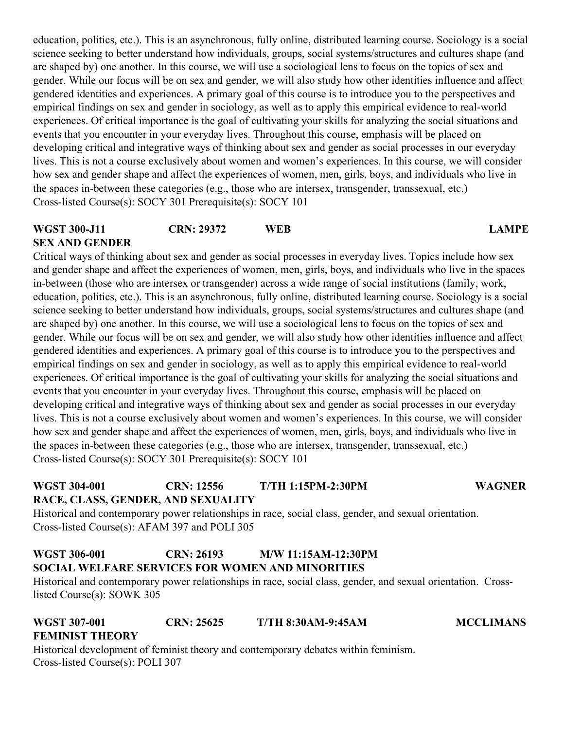education, politics, etc.). This is an asynchronous, fully online, distributed learning course. Sociology is a social science seeking to better understand how individuals, groups, social systems/structures and cultures shape (and are shaped by) one another. In this course, we will use a sociological lens to focus on the topics of sex and gender. While our focus will be on sex and gender, we will also study how other identities influence and affect gendered identities and experiences. A primary goal of this course is to introduce you to the perspectives and empirical findings on sex and gender in sociology, as well as to apply this empirical evidence to real-world experiences. Of critical importance is the goal of cultivating your skills for analyzing the social situations and events that you encounter in your everyday lives. Throughout this course, emphasis will be placed on developing critical and integrative ways of thinking about sex and gender as social processes in our everyday lives. This is not a course exclusively about women and women's experiences. In this course, we will consider how sex and gender shape and affect the experiences of women, men, girls, boys, and individuals who live in the spaces in-between these categories (e.g., those who are intersex, transgender, transsexual, etc.)
Cross-listed Course(s): SOCY 301 Prerequisite(s): SOCY 101

**WGST 300-J11 CRN: 29372 WEB LAMPE**
**SEX AND GENDER**

Critical ways of thinking about sex and gender as social processes in everyday lives. Topics include how sex and gender shape and affect the experiences of women, men, girls, boys, and individuals who live in the spaces in-between (those who are intersex or transgender) across a wide range of social institutions (family, work, education, politics, etc.). This is an asynchronous, fully online, distributed learning course. Sociology is a social science seeking to better understand how individuals, groups, social systems/structures and cultures shape (and are shaped by) one another. In this course, we will use a sociological lens to focus on the topics of sex and gender. While our focus will be on sex and gender, we will also study how other identities influence and affect gendered identities and experiences. A primary goal of this course is to introduce you to the perspectives and empirical findings on sex and gender in sociology, as well as to apply this empirical evidence to real-world experiences. Of critical importance is the goal of cultivating your skills for analyzing the social situations and events that you encounter in your everyday lives. Throughout this course, emphasis will be placed on developing critical and integrative ways of thinking about sex and gender as social processes in our everyday lives. This is not a course exclusively about women and women's experiences. In this course, we will consider how sex and gender shape and affect the experiences of women, men, girls, boys, and individuals who live in the spaces in-between these categories (e.g., those who are intersex, transgender, transsexual, etc.)
Cross-listed Course(s): SOCY 301 Prerequisite(s): SOCY 101

**WGST 304-001 CRN: 12556 T/TH 1:15PM-2:30PM WAGNER**
**RACE, CLASS, GENDER, AND SEXUALITY**

Historical and contemporary power relationships in race, social class, gender, and sexual orientation.
Cross-listed Course(s): AFAM 397 and POLI 305

**WGST 306-001 CRN: 26193 M/W 11:15AM-12:30PM**
**SOCIAL WELFARE SERVICES FOR WOMEN AND MINORITIES**

Historical and contemporary power relationships in race, social class, gender, and sexual orientation. Cross-listed Course(s): SOWK 305

**WGST 307-001 CRN: 25625 T/TH 8:30AM-9:45AM MCCLIMANS**
**FEMINIST THEORY**

Historical development of feminist theory and contemporary debates within feminism.
Cross-listed Course(s): POLI 307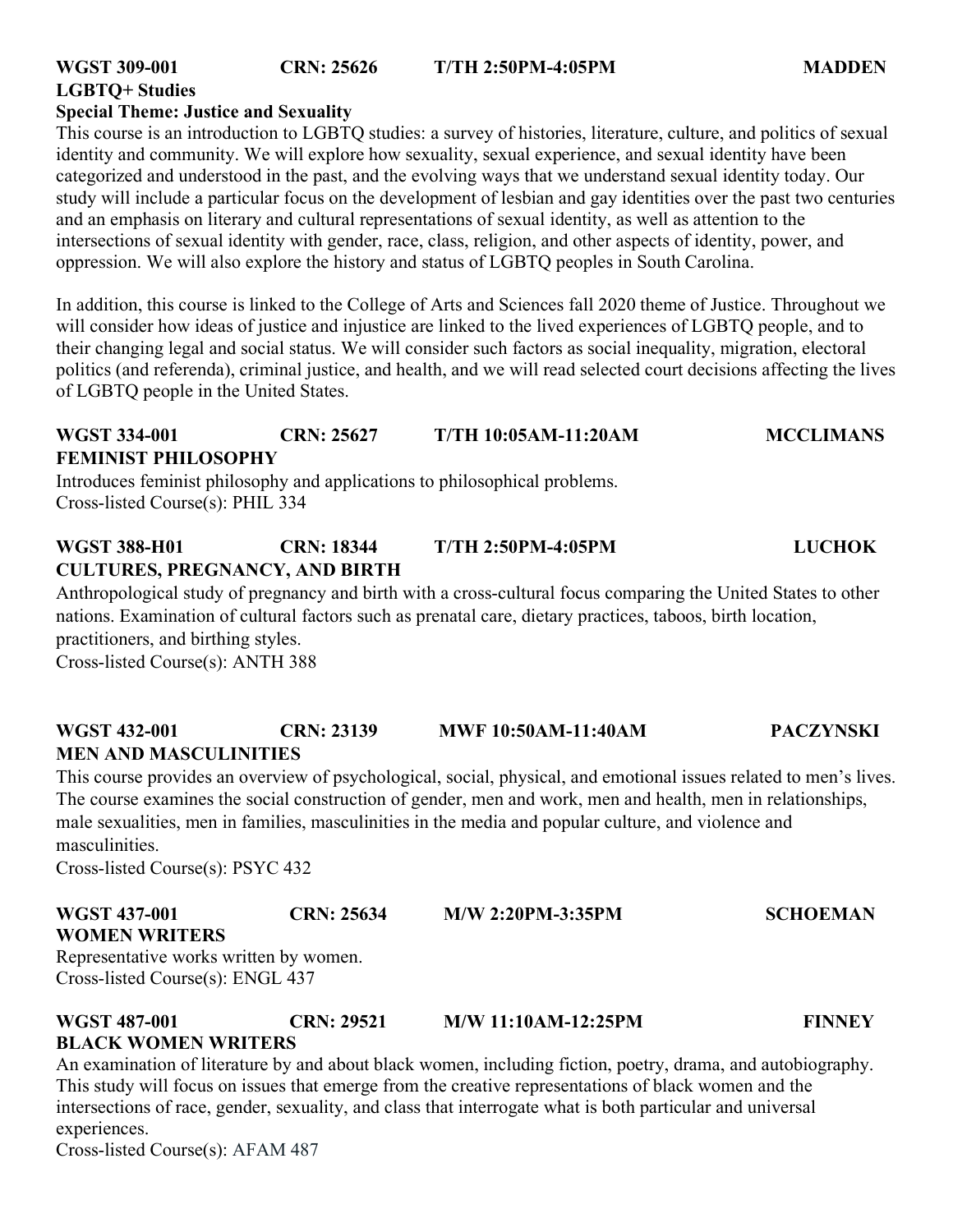**WGST 309-001 CRN: 25626 T/TH 2:50PM-4:05PM MADDEN**
**LGBTQ+ Studies**
**Special Theme: Justice and Sexuality**

This course is an introduction to LGBTQ studies: a survey of histories, literature, culture, and politics of sexual identity and community. We will explore how sexuality, sexual experience, and sexual identity have been categorized and understood in the past, and the evolving ways that we understand sexual identity today. Our study will include a particular focus on the development of lesbian and gay identities over the past two centuries and an emphasis on literary and cultural representations of sexual identity, as well as attention to the intersections of sexual identity with gender, race, class, religion, and other aspects of identity, power, and oppression. We will also explore the history and status of LGBTQ peoples in South Carolina.

In addition, this course is linked to the College of Arts and Sciences fall 2020 theme of Justice. Throughout we will consider how ideas of justice and injustice are linked to the lived experiences of LGBTQ people, and to their changing legal and social status. We will consider such factors as social inequality, migration, electoral politics (and referenda), criminal justice, and health, and we will read selected court decisions affecting the lives of LGBTQ people in the United States.

**WGST 334-001 CRN: 25627 T/TH 10:05AM-11:20AM MCCLIMANS**
**FEMINIST PHILOSOPHY**

Introduces feminist philosophy and applications to philosophical problems.
Cross-listed Course(s): PHIL 334

**WGST 388-H01 CRN: 18344 T/TH 2:50PM-4:05PM LUCHOK**
**CULTURES, PREGNANCY, AND BIRTH**

Anthropological study of pregnancy and birth with a cross-cultural focus comparing the United States to other nations. Examination of cultural factors such as prenatal care, dietary practices, taboos, birth location, practitioners, and birthing styles.
Cross-listed Course(s): ANTH 388

**WGST 432-001 CRN: 23139 MWF 10:50AM-11:40AM PACZYNSKI**
**MEN AND MASCULINITIES**

This course provides an overview of psychological, social, physical, and emotional issues related to men's lives. The course examines the social construction of gender, men and work, men and health, men in relationships, male sexualities, men in families, masculinities in the media and popular culture, and violence and masculinities.
Cross-listed Course(s): PSYC 432

**WGST 437-001 CRN: 25634 M/W 2:20PM-3:35PM SCHOEMAN**
**WOMEN WRITERS**

Representative works written by women.
Cross-listed Course(s): ENGL 437

**WGST 487-001 CRN: 29521 M/W 11:10AM-12:25PM FINNEY**
**BLACK WOMEN WRITERS**

An examination of literature by and about black women, including fiction, poetry, drama, and autobiography. This study will focus on issues that emerge from the creative representations of black women and the intersections of race, gender, sexuality, and class that interrogate what is both particular and universal experiences.
Cross-listed Course(s): AFAM 487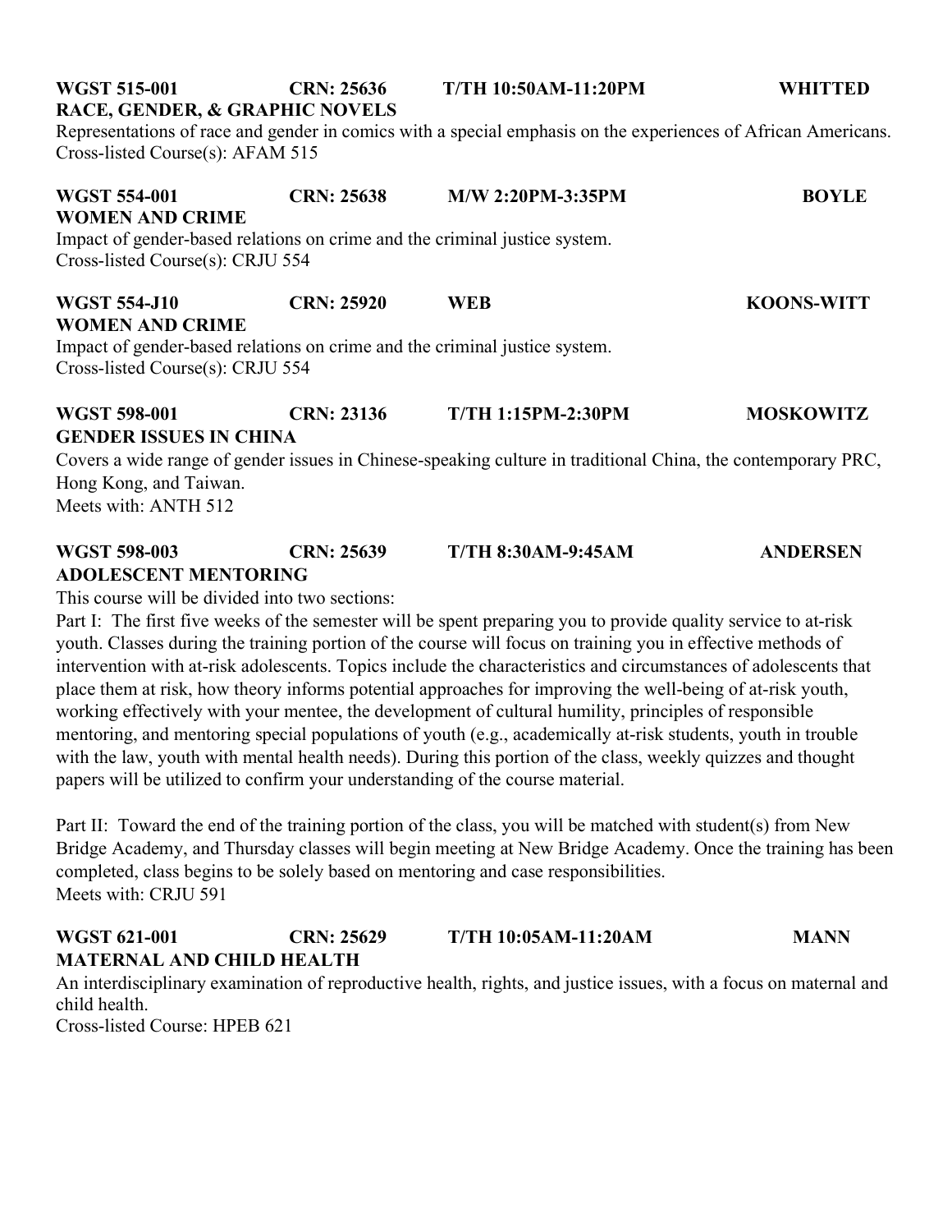**WGST 515-001** **CRN: 25636** **T/TH 10:50AM-11:20PM** **WHITTED**
**RACE, GENDER, & GRAPHIC NOVELS**
Representations of race and gender in comics with a special emphasis on the experiences of African Americans.
Cross-listed Course(s): AFAM 515

**WGST 554-001** **CRN: 25638** **M/W 2:20PM-3:35PM** **BOYLE**
**WOMEN AND CRIME**
Impact of gender-based relations on crime and the criminal justice system.
Cross-listed Course(s): CRJU 554

**WGST 554-J10** **CRN: 25920** **WEB** **KOONS-WITT**
**WOMEN AND CRIME**
Impact of gender-based relations on crime and the criminal justice system.
Cross-listed Course(s): CRJU 554

**WGST 598-001** **CRN: 23136** **T/TH 1:15PM-2:30PM** **MOSKOWITZ**
**GENDER ISSUES IN CHINA**
Covers a wide range of gender issues in Chinese-speaking culture in traditional China, the contemporary PRC, Hong Kong, and Taiwan.
Meets with: ANTH 512

**WGST 598-003** **CRN: 25639** **T/TH 8:30AM-9:45AM** **ANDERSEN**
**ADOLESCENT MENTORING**
This course will be divided into two sections:
Part I: The first five weeks of the semester will be spent preparing you to provide quality service to at-risk youth. Classes during the training portion of the course will focus on training you in effective methods of intervention with at-risk adolescents. Topics include the characteristics and circumstances of adolescents that place them at risk, how theory informs potential approaches for improving the well-being of at-risk youth, working effectively with your mentee, the development of cultural humility, principles of responsible mentoring, and mentoring special populations of youth (e.g., academically at-risk students, youth in trouble with the law, youth with mental health needs). During this portion of the class, weekly quizzes and thought papers will be utilized to confirm your understanding of the course material.

Part II: Toward the end of the training portion of the class, you will be matched with student(s) from New Bridge Academy, and Thursday classes will begin meeting at New Bridge Academy. Once the training has been completed, class begins to be solely based on mentoring and case responsibilities.
Meets with: CRJU 591

**WGST 621-001** **CRN: 25629** **T/TH 10:05AM-11:20AM** **MANN**
**MATERNAL AND CHILD HEALTH**
An interdisciplinary examination of reproductive health, rights, and justice issues, with a focus on maternal and child health.
Cross-listed Course: HPEB 621